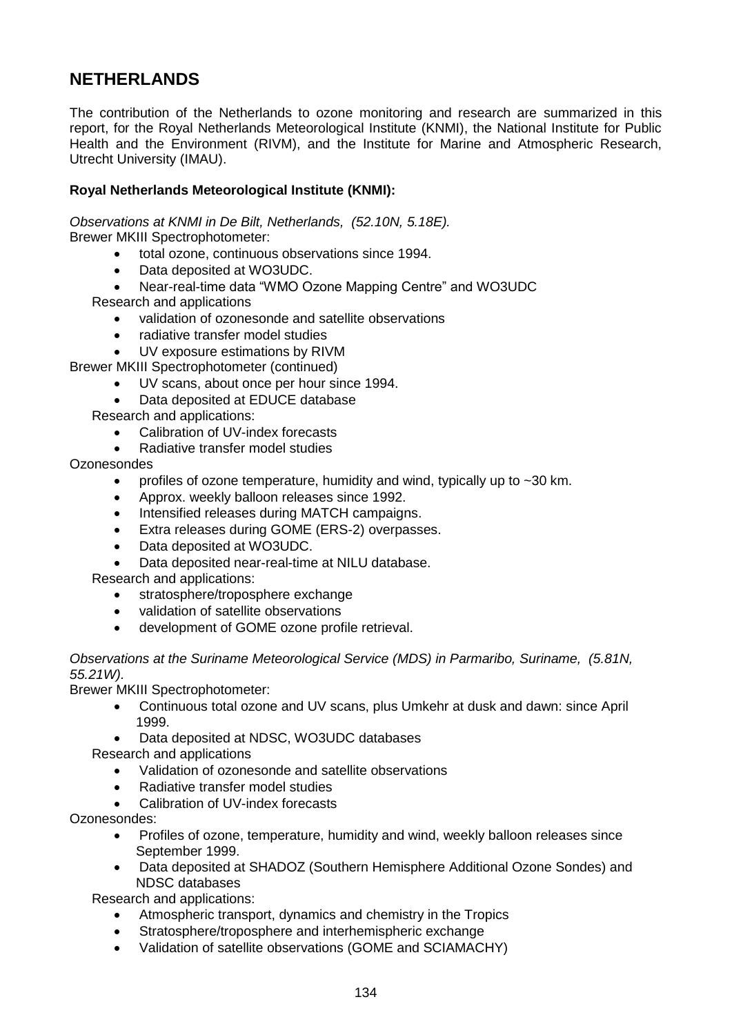## NETHERLANDS

The contribution of the Netherlands to ozone monitoring and research are summarized in this report, for the Royal Netherlands Meteorological Institute (KNMI), the National Institute for Public Health and the Environment (RIVM), and the Institute for Marine and Atmospheric Research, Utrecht University (IMAU).

**Royal Netherlands Meteorological Institute (KNMI):**

*Observations at KNMI in De Bilt, Netherlands, (52.10N, 5.18E).*

Brewer MKIII Spectrophotometer:

- total ozone, continuous observations since 1994.
- Data deposited at WO3UDC.
- Near-real-time data "WMO Ozone Mapping Centre" and WO3UDC

Research and applications

- validation of ozonesonde and satellite observations
- radiative transfer model studies
- UV exposure estimations by RIVM

Brewer MKIII Spectrophotometer (continued)

- UV scans, about once per hour since 1994.
- Data deposited at EDUCE database

Research and applications:

- Calibration of UV-index forecasts
- Radiative transfer model studies

Ozonesondes

- profiles of ozone temperature, humidity and wind, typically up to ~30 km.
- Approx. weekly balloon releases since 1992.
- Intensified releases during MATCH campaigns.
- Extra releases during GOME (ERS-2) overpasses.
- Data deposited at WO3UDC.
- Data deposited near-real-time at NILU database.

Research and applications:

- stratosphere/troposphere exchange
- validation of satellite observations
- development of GOME ozone profile retrieval.

*Observations at the Suriname Meteorological Service (MDS) in Parmaribo, Suriname, (5.81N, 55.21W).*

Brewer MKIII Spectrophotometer:

- Continuous total ozone and UV scans, plus Umkehr at dusk and dawn: since April 1999.
- Data deposited at NDSC, WO3UDC databases

Research and applications

- Validation of ozonesonde and satellite observations
- Radiative transfer model studies
- Calibration of UV-index forecasts

Ozonesondes:

- Profiles of ozone, temperature, humidity and wind, weekly balloon releases since September 1999.
- Data deposited at SHADOZ (Southern Hemisphere Additional Ozone Sondes) and NDSC databases

Research and applications:

- Atmospheric transport, dynamics and chemistry in the Tropics
- Stratosphere/troposphere and interhemispheric exchange
- Validation of satellite observations (GOME and SCIAMACHY)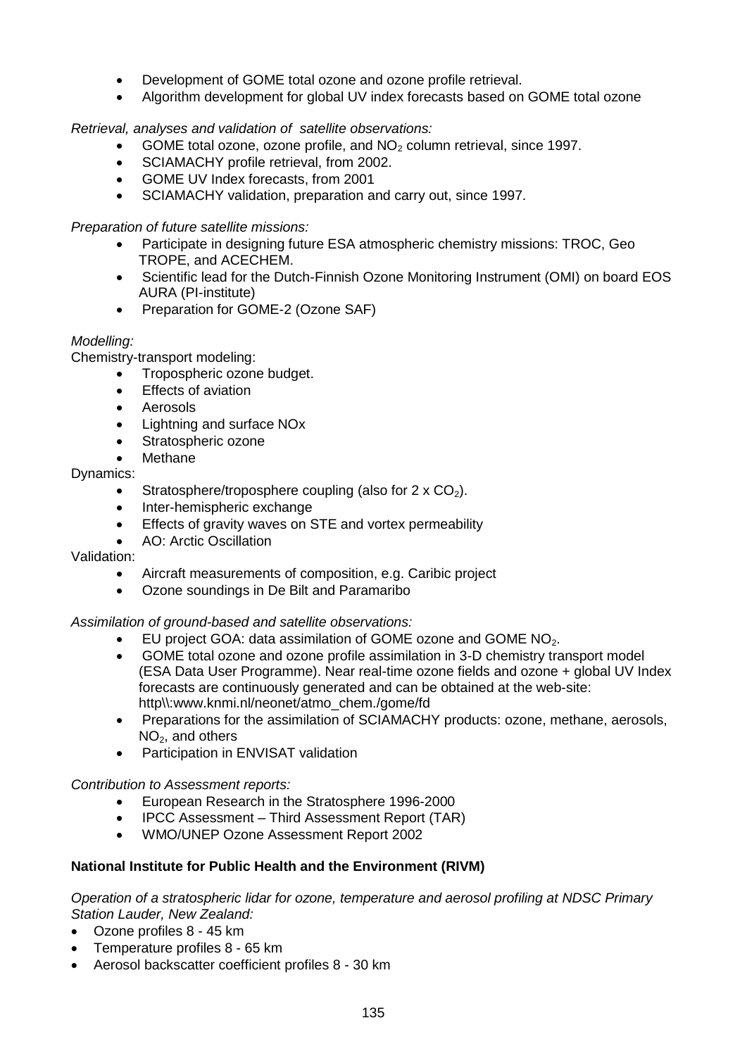- Development of GOME total ozone and ozone profile retrieval.
- Algorithm development for global UV index forecasts based on GOME total ozone

*Retrieval, analyses and validation of satellite observations:*

- GOME total ozone, ozone profile, and $NO_2$ column retrieval, since 1997.
- SCIAMACHY profile retrieval, from 2002.
- GOME UV Index forecasts, from 2001
- SCIAMACHY validation, preparation and carry out, since 1997.

*Preparation of future satellite missions:*

- Participate in designing future ESA atmospheric chemistry missions: TROC, Geo TROPE, and ACECHEM.
- Scientific lead for the Dutch-Finnish Ozone Monitoring Instrument (OMI) on board EOS AURA (PI-institute)
- Preparation for GOME-2 (Ozone SAF)

*Modelling:*

Chemistry-transport modeling:

- Tropospheric ozone budget.
- Effects of aviation
- Aerosols
- Lightning and surface NOx
- Stratospheric ozone
- Methane

Dynamics:

- Stratosphere/troposphere coupling (also for 2 x $CO_2$).
- Inter-hemispheric exchange
- Effects of gravity waves on STE and vortex permeability
- AO: Arctic Oscillation

Validation:

- Aircraft measurements of composition, e.g. Caribic project
- Ozone soundings in De Bilt and Paramaribo

*Assimilation of ground-based and satellite observations:*

- EU project GOA: data assimilation of GOME ozone and GOME $NO_2$.
- GOME total ozone and ozone profile assimilation in 3-D chemistry transport model (ESA Data User Programme). Near real-time ozone fields and ozone + global UV Index forecasts are continuously generated and can be obtained at the web-site: http\\:www.knmi.nl/neonet/atmo_chem./gome/fd
- Preparations for the assimilation of SCIAMACHY products: ozone, methane, aerosols, $NO_2$, and others
- Participation in ENVISAT validation

*Contribution to Assessment reports:*

- European Research in the Stratosphere 1996-2000
- IPCC Assessment – Third Assessment Report (TAR)
- WMO/UNEP Ozone Assessment Report 2002

**National Institute for Public Health and the Environment (RIVM)**

*Operation of a stratospheric lidar for ozone, temperature and aerosol profiling at NDSC Primary Station Lauder, New Zealand:*

- Ozone profiles 8 - 45 km
- Temperature profiles 8 - 65 km
- Aerosol backscatter coefficient profiles 8 - 30 km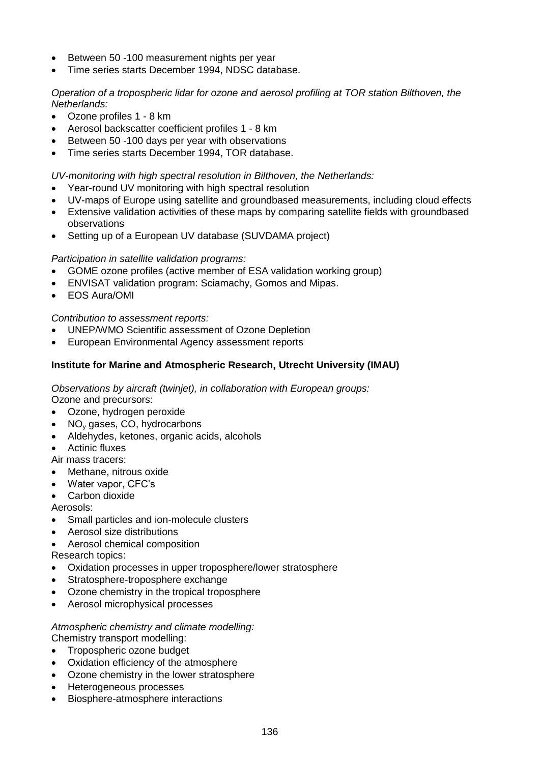- Between 50 -100 measurement nights per year
- Time series starts December 1994, NDSC database.

*Operation of a tropospheric lidar for ozone and aerosol profiling at TOR station Bilthoven, the Netherlands:*

- Ozone profiles 1 - 8 km
- Aerosol backscatter coefficient profiles 1 - 8 km
- Between 50 -100 days per year with observations
- Time series starts December 1994, TOR database.

*UV-monitoring with high spectral resolution in Bilthoven, the Netherlands:*

- Year-round UV monitoring with high spectral resolution
- UV-maps of Europe using satellite and groundbased measurements, including cloud effects
- Extensive validation activities of these maps by comparing satellite fields with groundbased observations
- Setting up of a European UV database (SUVDAMA project)

*Participation in satellite validation programs:*

- GOME ozone profiles (active member of ESA validation working group)
- ENVISAT validation program: Sciamachy, Gomos and Mipas.
- EOS Aura/OMI

*Contribution to assessment reports:*

- UNEP/WMO Scientific assessment of Ozone Depletion
- European Environmental Agency assessment reports

**Institute for Marine and Atmospheric Research, Utrecht University (IMAU)**

*Observations by aircraft (twinjet), in collaboration with European groups:*

Ozone and precursors:

- Ozone, hydrogen peroxide
- $NO_y$ gases, CO, hydrocarbons
- Aldehydes, ketones, organic acids, alcohols
- Actinic fluxes

Air mass tracers:

- Methane, nitrous oxide
- Water vapor, CFC's
- Carbon dioxide

Aerosols:

- Small particles and ion-molecule clusters
- Aerosol size distributions
- Aerosol chemical composition

Research topics:

- Oxidation processes in upper troposphere/lower stratosphere
- Stratosphere-troposphere exchange
- Ozone chemistry in the tropical troposphere
- Aerosol microphysical processes

*Atmospheric chemistry and climate modelling:*

Chemistry transport modelling:

- Tropospheric ozone budget
- Oxidation efficiency of the atmosphere
- Ozone chemistry in the lower stratosphere
- Heterogeneous processes
- Biosphere-atmosphere interactions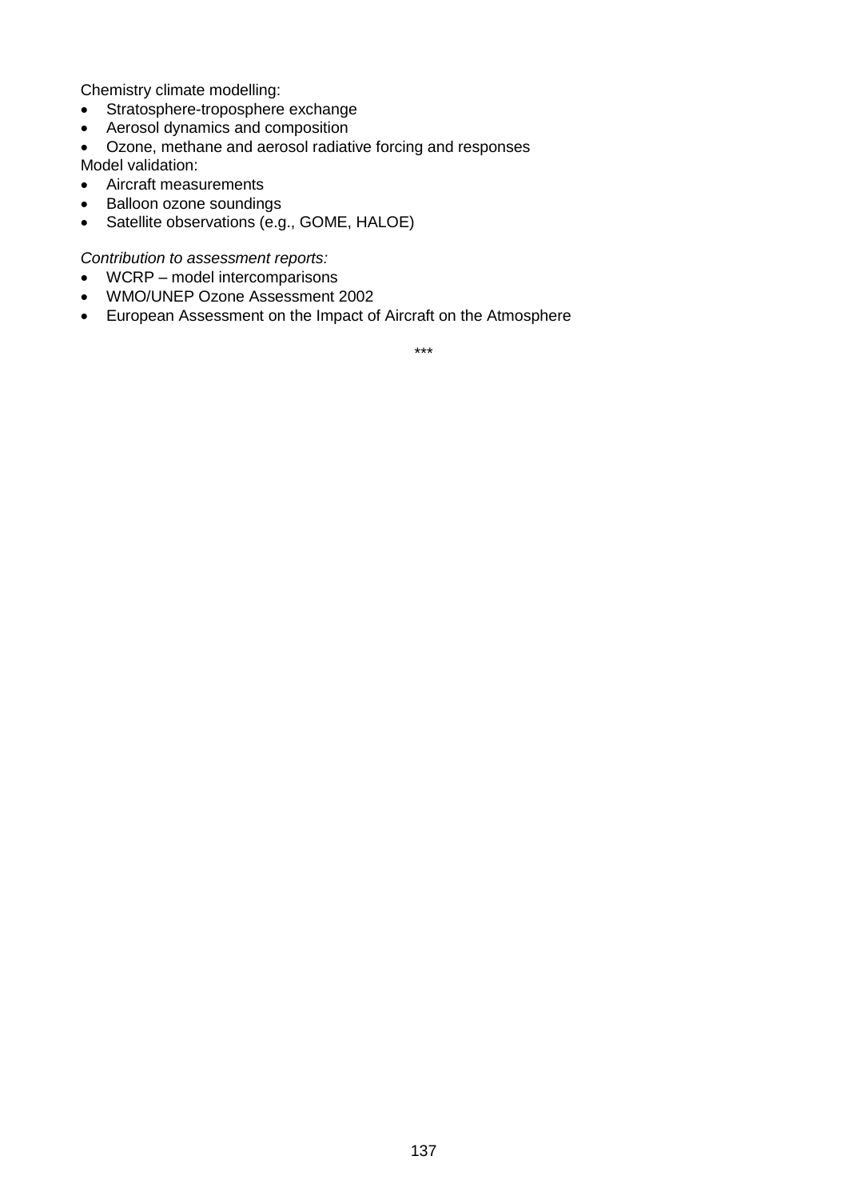Chemistry climate modelling:

- Stratosphere-troposphere exchange
- Aerosol dynamics and composition
- Ozone, methane and aerosol radiative forcing and responses

Model validation:

- Aircraft measurements
- Balloon ozone soundings
- Satellite observations (e.g., GOME, HALOE)

*Contribution to assessment reports:*

- WCRP – model intercomparisons
- WMO/UNEP Ozone Assessment 2002
- European Assessment on the Impact of Aircraft on the Atmosphere

***